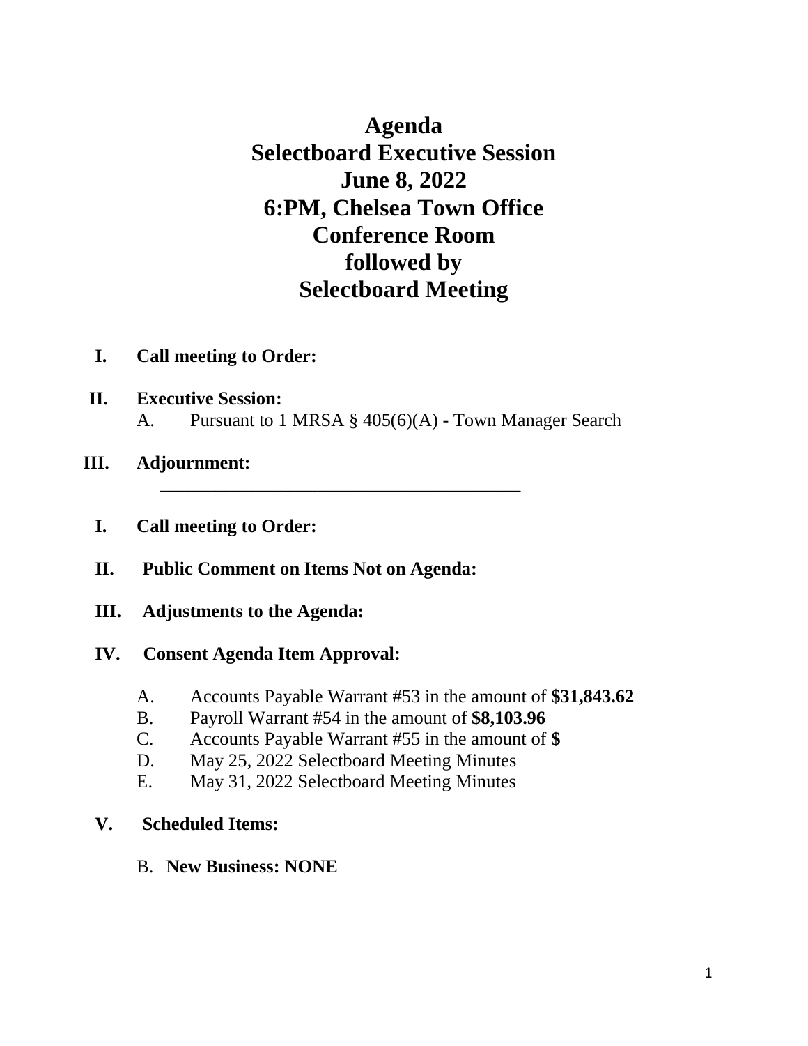# Agenda
# Selectboard Executive Session
# June 8, 2022
# 6:PM, Chelsea Town Office
# Conference Room
# followed by
# Selectboard Meeting

**I. Call meeting to Order:**

**II. Executive Session:**

A. Pursuant to 1 MRSA § 405(6)(A) - Town Manager Search

**III. Adjournment:**

---

**I. Call meeting to Order:**

**II. Public Comment on Items Not on Agenda:**

**III. Adjustments to the Agenda:**

**IV. Consent Agenda Item Approval:**

A. Accounts Payable Warrant #53 in the amount of **$31,843.62**

B. Payroll Warrant #54 in the amount of **$8,103.96**

C. Accounts Payable Warrant #55 in the amount of **$**

D. May 25, 2022 Selectboard Meeting Minutes

E. May 31, 2022 Selectboard Meeting Minutes

**V. Scheduled Items:**

B. **New Business: NONE**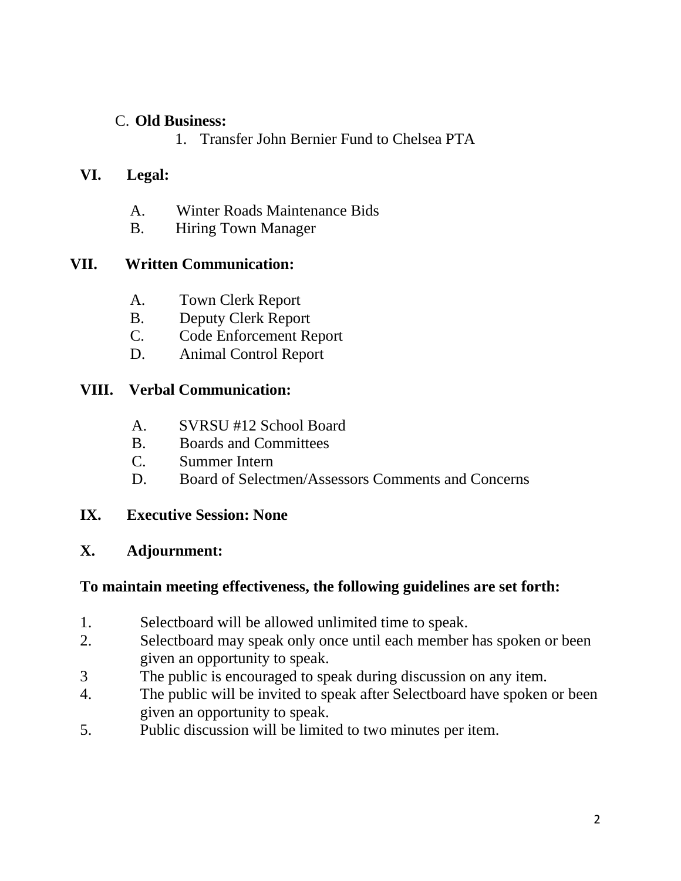C. **Old Business:**

1. Transfer John Bernier Fund to Chelsea PTA

**VI. Legal:**

A. Winter Roads Maintenance Bids
B. Hiring Town Manager

**VII. Written Communication:**

A. Town Clerk Report
B. Deputy Clerk Report
C. Code Enforcement Report
D. Animal Control Report

**VIII. Verbal Communication:**

A. SVRSU #12 School Board
B. Boards and Committees
C. Summer Intern
D. Board of Selectmen/Assessors Comments and Concerns

**IX. Executive Session: None**

**X. Adjournment:**

**To maintain meeting effectiveness, the following guidelines are set forth:**

1. Selectboard will be allowed unlimited time to speak.
2. Selectboard may speak only once until each member has spoken or been given an opportunity to speak.
3 The public is encouraged to speak during discussion on any item.
4. The public will be invited to speak after Selectboard have spoken or been given an opportunity to speak.
5. Public discussion will be limited to two minutes per item.